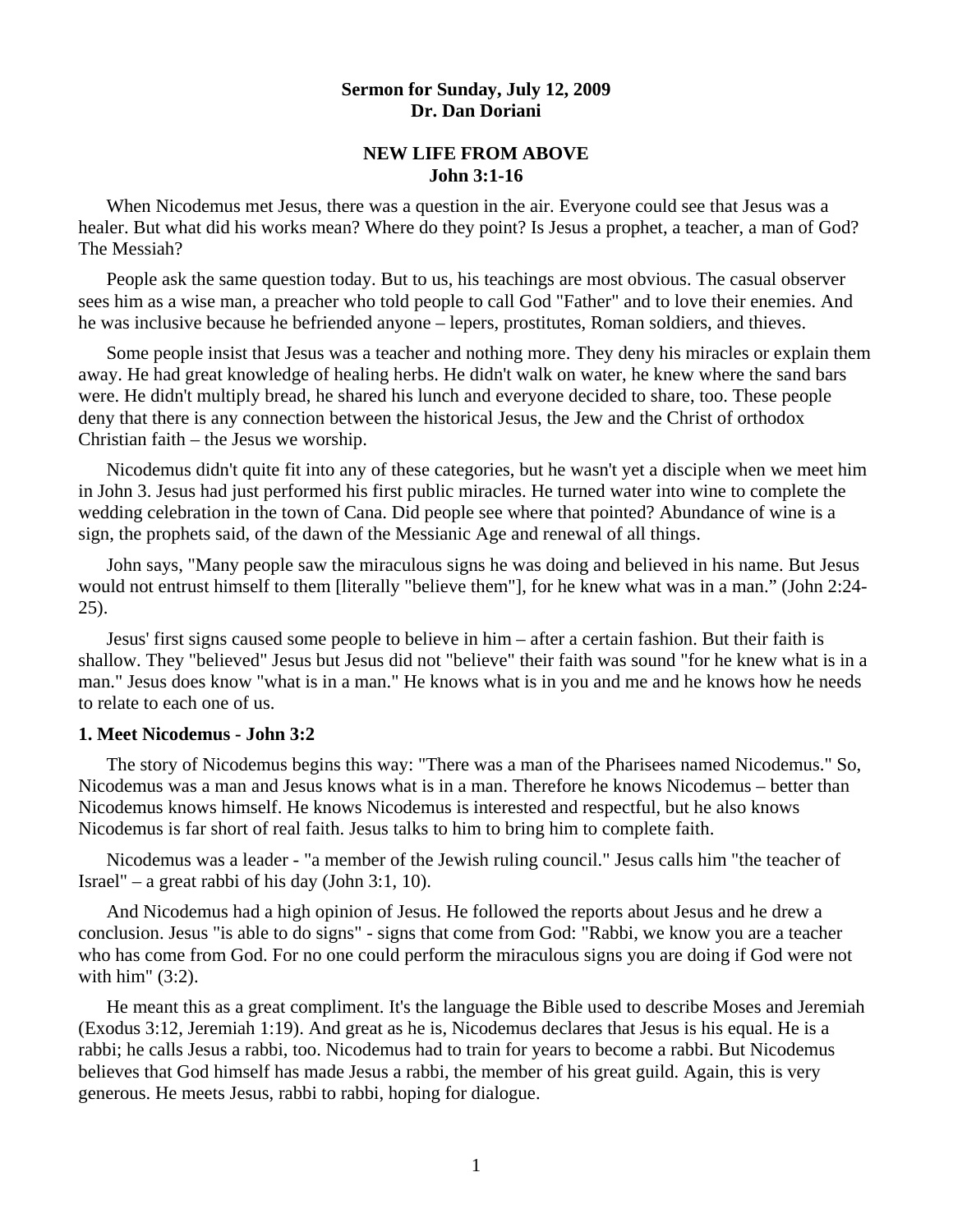**Sermon for Sunday, July 12, 2009**
**Dr. Dan Doriani**

# NEW LIFE FROM ABOVE
## John 3:1-16

When Nicodemus met Jesus, there was a question in the air. Everyone could see that Jesus was a healer. But what did his works mean? Where do they point? Is Jesus a prophet, a teacher, a man of God? The Messiah?

People ask the same question today. But to us, his teachings are most obvious. The casual observer sees him as a wise man, a preacher who told people to call God "Father" and to love their enemies. And he was inclusive because he befriended anyone – lepers, prostitutes, Roman soldiers, and thieves.

Some people insist that Jesus was a teacher and nothing more. They deny his miracles or explain them away. He had great knowledge of healing herbs. He didn't walk on water, he knew where the sand bars were. He didn't multiply bread, he shared his lunch and everyone decided to share, too. These people deny that there is any connection between the historical Jesus, the Jew and the Christ of orthodox Christian faith – the Jesus we worship.

Nicodemus didn't quite fit into any of these categories, but he wasn't yet a disciple when we meet him in John 3. Jesus had just performed his first public miracles. He turned water into wine to complete the wedding celebration in the town of Cana. Did people see where that pointed? Abundance of wine is a sign, the prophets said, of the dawn of the Messianic Age and renewal of all things.

John says, "Many people saw the miraculous signs he was doing and believed in his name. But Jesus would not entrust himself to them [literally "believe them"], for he knew what was in a man." (John 2:24-25).

Jesus' first signs caused some people to believe in him – after a certain fashion. But their faith is shallow. They "believed" Jesus but Jesus did not "believe" their faith was sound "for he knew what is in a man." Jesus does know "what is in a man." He knows what is in you and me and he knows how he needs to relate to each one of us.

### 1. Meet Nicodemus - John 3:2

The story of Nicodemus begins this way: "There was a man of the Pharisees named Nicodemus." So, Nicodemus was a man and Jesus knows what is in a man. Therefore he knows Nicodemus – better than Nicodemus knows himself. He knows Nicodemus is interested and respectful, but he also knows Nicodemus is far short of real faith. Jesus talks to him to bring him to complete faith.

Nicodemus was a leader - "a member of the Jewish ruling council." Jesus calls him "the teacher of Israel" – a great rabbi of his day (John 3:1, 10).

And Nicodemus had a high opinion of Jesus. He followed the reports about Jesus and he drew a conclusion. Jesus "is able to do signs" - signs that come from God: "Rabbi, we know you are a teacher who has come from God. For no one could perform the miraculous signs you are doing if God were not with him" (3:2).

He meant this as a great compliment. It's the language the Bible used to describe Moses and Jeremiah (Exodus 3:12, Jeremiah 1:19). And great as he is, Nicodemus declares that Jesus is his equal. He is a rabbi; he calls Jesus a rabbi, too. Nicodemus had to train for years to become a rabbi. But Nicodemus believes that God himself has made Jesus a rabbi, the member of his great guild. Again, this is very generous. He meets Jesus, rabbi to rabbi, hoping for dialogue.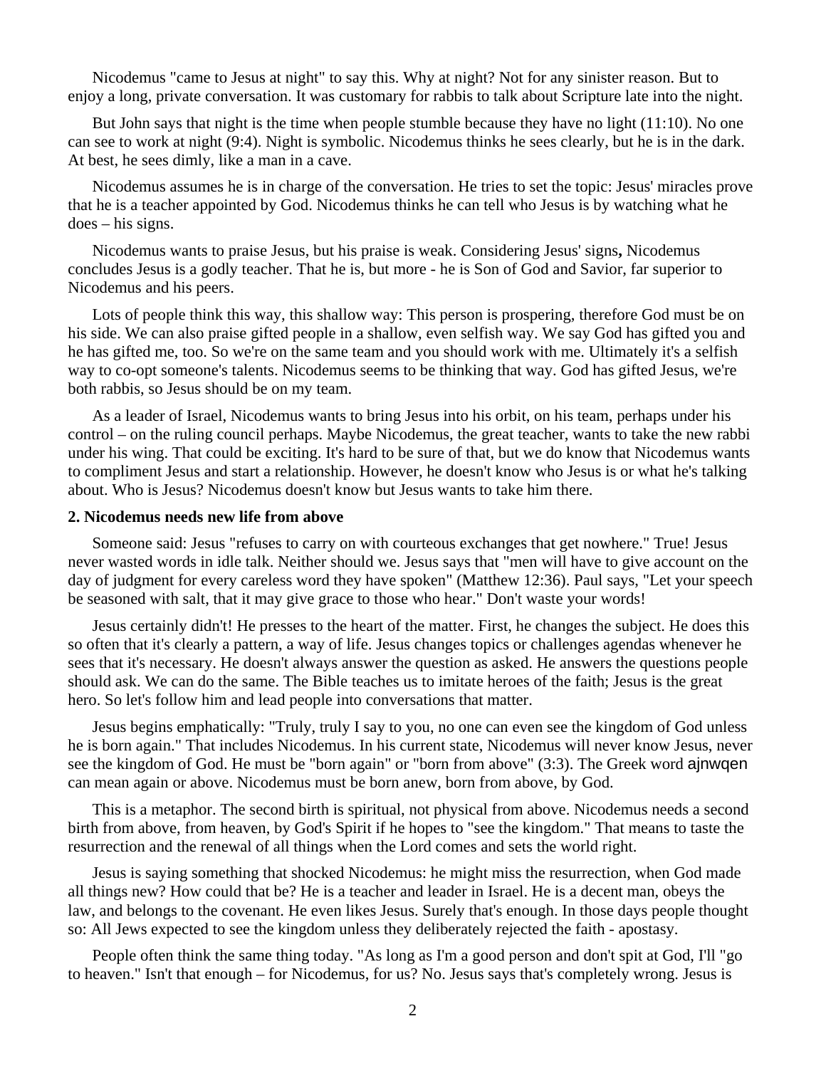Nicodemus "came to Jesus at night" to say this. Why at night? Not for any sinister reason. But to enjoy a long, private conversation. It was customary for rabbis to talk about Scripture late into the night.

But John says that night is the time when people stumble because they have no light (11:10). No one can see to work at night (9:4). Night is symbolic. Nicodemus thinks he sees clearly, but he is in the dark. At best, he sees dimly, like a man in a cave.

Nicodemus assumes he is in charge of the conversation. He tries to set the topic: Jesus' miracles prove that he is a teacher appointed by God. Nicodemus thinks he can tell who Jesus is by watching what he does – his signs.

Nicodemus wants to praise Jesus, but his praise is weak. Considering Jesus' signs**,** Nicodemus concludes Jesus is a godly teacher. That he is, but more - he is Son of God and Savior, far superior to Nicodemus and his peers.

Lots of people think this way, this shallow way: This person is prospering, therefore God must be on his side. We can also praise gifted people in a shallow, even selfish way. We say God has gifted you and he has gifted me, too. So we're on the same team and you should work with me. Ultimately it's a selfish way to co-opt someone's talents. Nicodemus seems to be thinking that way. God has gifted Jesus, we're both rabbis, so Jesus should be on my team.

As a leader of Israel, Nicodemus wants to bring Jesus into his orbit, on his team, perhaps under his control – on the ruling council perhaps. Maybe Nicodemus, the great teacher, wants to take the new rabbi under his wing. That could be exciting. It's hard to be sure of that, but we do know that Nicodemus wants to compliment Jesus and start a relationship. However, he doesn't know who Jesus is or what he's talking about. Who is Jesus? Nicodemus doesn't know but Jesus wants to take him there.

**2. Nicodemus needs new life from above**

Someone said: Jesus "refuses to carry on with courteous exchanges that get nowhere." True! Jesus never wasted words in idle talk. Neither should we. Jesus says that "men will have to give account on the day of judgment for every careless word they have spoken" (Matthew 12:36). Paul says, "Let your speech be seasoned with salt, that it may give grace to those who hear." Don't waste your words!

Jesus certainly didn't! He presses to the heart of the matter. First, he changes the subject. He does this so often that it's clearly a pattern, a way of life. Jesus changes topics or challenges agendas whenever he sees that it's necessary. He doesn't always answer the question as asked. He answers the questions people should ask. We can do the same. The Bible teaches us to imitate heroes of the faith; Jesus is the great hero. So let's follow him and lead people into conversations that matter.

Jesus begins emphatically: "Truly, truly I say to you, no one can even see the kingdom of God unless he is born again." That includes Nicodemus. In his current state, Nicodemus will never know Jesus, never see the kingdom of God. He must be "born again" or "born from above" (3:3). The Greek word ajnwqen can mean again or above. Nicodemus must be born anew, born from above, by God.

This is a metaphor. The second birth is spiritual, not physical from above. Nicodemus needs a second birth from above, from heaven, by God's Spirit if he hopes to "see the kingdom." That means to taste the resurrection and the renewal of all things when the Lord comes and sets the world right.

Jesus is saying something that shocked Nicodemus: he might miss the resurrection, when God made all things new? How could that be? He is a teacher and leader in Israel. He is a decent man, obeys the law, and belongs to the covenant. He even likes Jesus. Surely that's enough. In those days people thought so: All Jews expected to see the kingdom unless they deliberately rejected the faith - apostasy.

People often think the same thing today. "As long as I'm a good person and don't spit at God, I'll "go to heaven." Isn't that enough – for Nicodemus, for us? No. Jesus says that's completely wrong. Jesus is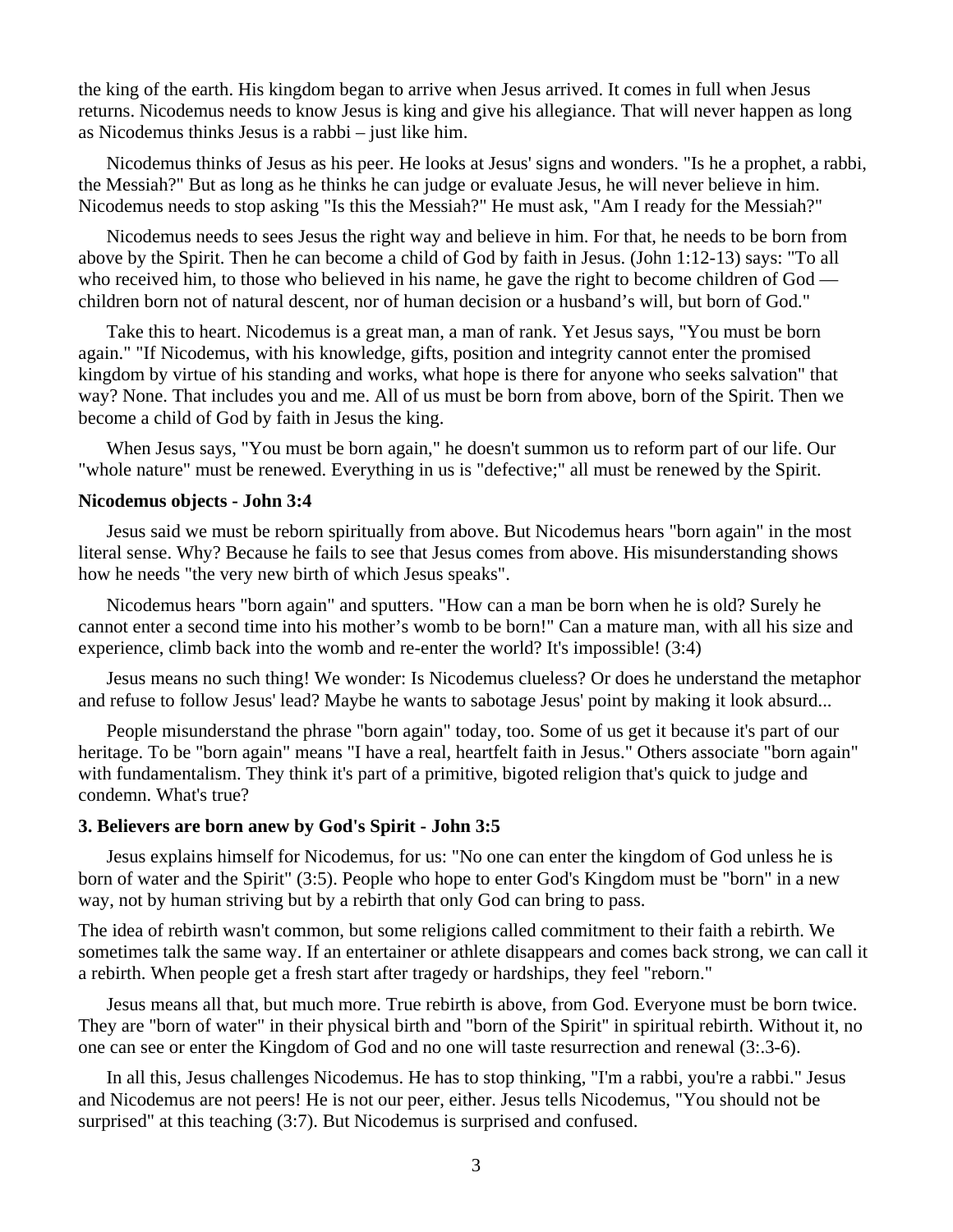the king of the earth. His kingdom began to arrive when Jesus arrived. It comes in full when Jesus returns. Nicodemus needs to know Jesus is king and give his allegiance. That will never happen as long as Nicodemus thinks Jesus is a rabbi – just like him.

Nicodemus thinks of Jesus as his peer. He looks at Jesus' signs and wonders. "Is he a prophet, a rabbi, the Messiah?" But as long as he thinks he can judge or evaluate Jesus, he will never believe in him. Nicodemus needs to stop asking "Is this the Messiah?" He must ask, "Am I ready for the Messiah?"

Nicodemus needs to sees Jesus the right way and believe in him. For that, he needs to be born from above by the Spirit. Then he can become a child of God by faith in Jesus. (John 1:12-13) says: "To all who received him, to those who believed in his name, he gave the right to become children of God — children born not of natural descent, nor of human decision or a husband's will, but born of God."

Take this to heart. Nicodemus is a great man, a man of rank. Yet Jesus says, "You must be born again." "If Nicodemus, with his knowledge, gifts, position and integrity cannot enter the promised kingdom by virtue of his standing and works, what hope is there for anyone who seeks salvation" that way? None. That includes you and me. All of us must be born from above, born of the Spirit. Then we become a child of God by faith in Jesus the king.

When Jesus says, "You must be born again," he doesn't summon us to reform part of our life. Our "whole nature" must be renewed. Everything in us is "defective;" all must be renewed by the Spirit.

**Nicodemus objects - John 3:4**

Jesus said we must be reborn spiritually from above. But Nicodemus hears "born again" in the most literal sense. Why? Because he fails to see that Jesus comes from above. His misunderstanding shows how he needs "the very new birth of which Jesus speaks".

Nicodemus hears "born again" and sputters. "How can a man be born when he is old? Surely he cannot enter a second time into his mother's womb to be born!" Can a mature man, with all his size and experience, climb back into the womb and re-enter the world? It's impossible! (3:4)

Jesus means no such thing! We wonder: Is Nicodemus clueless? Or does he understand the metaphor and refuse to follow Jesus' lead? Maybe he wants to sabotage Jesus' point by making it look absurd...

People misunderstand the phrase "born again" today, too. Some of us get it because it's part of our heritage. To be "born again" means "I have a real, heartfelt faith in Jesus." Others associate "born again" with fundamentalism. They think it's part of a primitive, bigoted religion that's quick to judge and condemn. What's true?

**3. Believers are born anew by God's Spirit - John 3:5**

Jesus explains himself for Nicodemus, for us: "No one can enter the kingdom of God unless he is born of water and the Spirit" (3:5). People who hope to enter God's Kingdom must be "born" in a new way, not by human striving but by a rebirth that only God can bring to pass.

The idea of rebirth wasn't common, but some religions called commitment to their faith a rebirth. We sometimes talk the same way. If an entertainer or athlete disappears and comes back strong, we can call it a rebirth. When people get a fresh start after tragedy or hardships, they feel "reborn."

Jesus means all that, but much more. True rebirth is above, from God. Everyone must be born twice. They are "born of water" in their physical birth and "born of the Spirit" in spiritual rebirth. Without it, no one can see or enter the Kingdom of God and no one will taste resurrection and renewal (3:.3-6).

In all this, Jesus challenges Nicodemus. He has to stop thinking, "I'm a rabbi, you're a rabbi." Jesus and Nicodemus are not peers! He is not our peer, either. Jesus tells Nicodemus, "You should not be surprised" at this teaching (3:7). But Nicodemus is surprised and confused.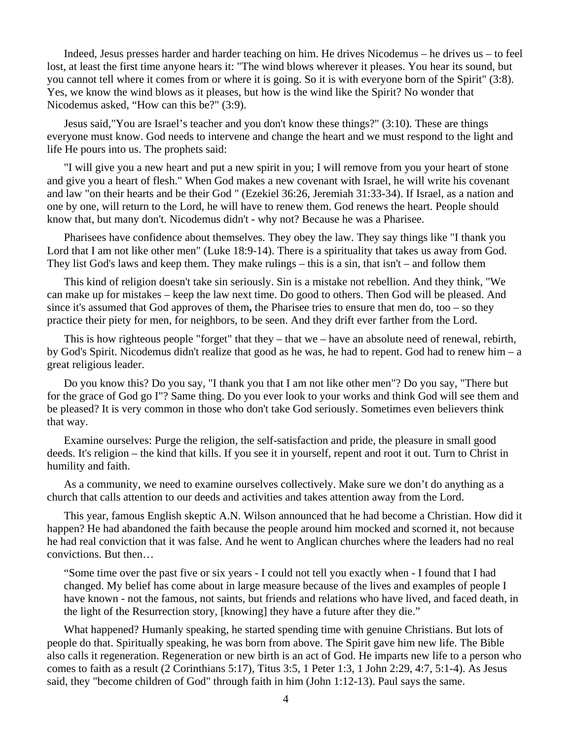Indeed, Jesus presses harder and harder teaching on him. He drives Nicodemus – he drives us – to feel lost, at least the first time anyone hears it: "The wind blows wherever it pleases. You hear its sound, but you cannot tell where it comes from or where it is going. So it is with everyone born of the Spirit" (3:8). Yes, we know the wind blows as it pleases, but how is the wind like the Spirit? No wonder that Nicodemus asked, “How can this be?" (3:9).

Jesus said,"You are Israel’s teacher and you don't know these things?" (3:10). These are things everyone must know. God needs to intervene and change the heart and we must respond to the light and life He pours into us. The prophets said:

"I will give you a new heart and put a new spirit in you; I will remove from you your heart of stone and give you a heart of flesh." When God makes a new covenant with Israel, he will write his covenant and law "on their hearts and be their God " (Ezekiel 36:26, Jeremiah 31:33-34). If Israel, as a nation and one by one, will return to the Lord, he will have to renew them. God renews the heart. People should know that, but many don't. Nicodemus didn't - why not? Because he was a Pharisee.

Pharisees have confidence about themselves. They obey the law. They say things like "I thank you Lord that I am not like other men" (Luke 18:9-14). There is a spirituality that takes us away from God. They list God's laws and keep them. They make rulings – this is a sin, that isn't – and follow them

This kind of religion doesn't take sin seriously. Sin is a mistake not rebellion. And they think, "We can make up for mistakes – keep the law next time. Do good to others. Then God will be pleased. And since it's assumed that God approves of them**,** the Pharisee tries to ensure that men do, too – so they practice their piety for men, for neighbors, to be seen. And they drift ever farther from the Lord.

This is how righteous people "forget" that they – that we – have an absolute need of renewal, rebirth, by God's Spirit. Nicodemus didn't realize that good as he was, he had to repent. God had to renew him – a great religious leader.

Do you know this? Do you say, "I thank you that I am not like other men"? Do you say, "There but for the grace of God go I"? Same thing. Do you ever look to your works and think God will see them and be pleased? It is very common in those who don't take God seriously. Sometimes even believers think that way.

Examine ourselves: Purge the religion, the self-satisfaction and pride, the pleasure in small good deeds. It's religion – the kind that kills. If you see it in yourself, repent and root it out. Turn to Christ in humility and faith.

As a community, we need to examine ourselves collectively. Make sure we don’t do anything as a church that calls attention to our deeds and activities and takes attention away from the Lord.

This year, famous English skeptic A.N. Wilson announced that he had become a Christian. How did it happen? He had abandoned the faith because the people around him mocked and scorned it, not because he had real conviction that it was false. And he went to Anglican churches where the leaders had no real convictions. But then…

> “Some time over the past five or six years - I could not tell you exactly when - I found that I had changed. My belief has come about in large measure because of the lives and examples of people I have known - not the famous, not saints, but friends and relations who have lived, and faced death, in the light of the Resurrection story, [knowing] they have a future after they die.”

What happened? Humanly speaking, he started spending time with genuine Christians. But lots of people do that. Spiritually speaking, he was born from above. The Spirit gave him new life. The Bible also calls it regeneration. Regeneration or new birth is an act of God. He imparts new life to a person who comes to faith as a result (2 Corinthians 5:17), Titus 3:5, 1 Peter 1:3, 1 John 2:29, 4:7, 5:1-4). As Jesus said, they "become children of God" through faith in him (John 1:12-13). Paul says the same.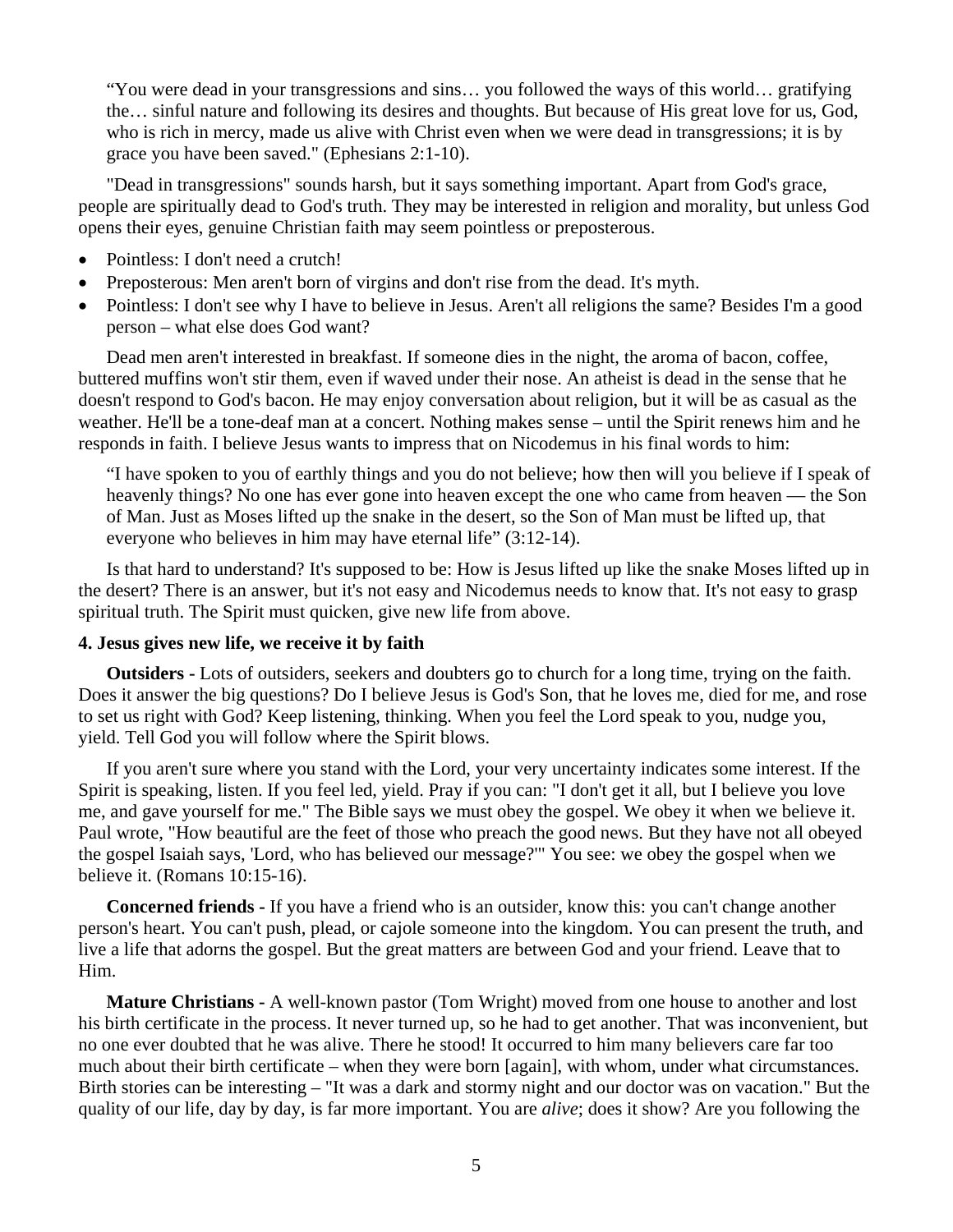> "You were dead in your transgressions and sins… you followed the ways of this world… gratifying the… sinful nature and following its desires and thoughts. But because of His great love for us, God, who is rich in mercy, made us alive with Christ even when we were dead in transgressions; it is by grace you have been saved." (Ephesians 2:1-10).

"Dead in transgressions" sounds harsh, but it says something important. Apart from God's grace, people are spiritually dead to God's truth. They may be interested in religion and morality, but unless God opens their eyes, genuine Christian faith may seem pointless or preposterous.

- Pointless: I don't need a crutch!
- Preposterous: Men aren't born of virgins and don't rise from the dead. It's myth.
- Pointless: I don't see why I have to believe in Jesus. Aren't all religions the same? Besides I'm a good person – what else does God want?

Dead men aren't interested in breakfast. If someone dies in the night, the aroma of bacon, coffee, buttered muffins won't stir them, even if waved under their nose. An atheist is dead in the sense that he doesn't respond to God's bacon. He may enjoy conversation about religion, but it will be as casual as the weather. He'll be a tone-deaf man at a concert. Nothing makes sense – until the Spirit renews him and he responds in faith. I believe Jesus wants to impress that on Nicodemus in his final words to him:

> "I have spoken to you of earthly things and you do not believe; how then will you believe if I speak of heavenly things? No one has ever gone into heaven except the one who came from heaven — the Son of Man. Just as Moses lifted up the snake in the desert, so the Son of Man must be lifted up, that everyone who believes in him may have eternal life" (3:12-14).

Is that hard to understand? It's supposed to be: How is Jesus lifted up like the snake Moses lifted up in the desert? There is an answer, but it's not easy and Nicodemus needs to know that. It's not easy to grasp spiritual truth. The Spirit must quicken, give new life from above.

### 4. Jesus gives new life, we receive it by faith

**Outsiders -** Lots of outsiders, seekers and doubters go to church for a long time, trying on the faith. Does it answer the big questions? Do I believe Jesus is God's Son, that he loves me, died for me, and rose to set us right with God? Keep listening, thinking. When you feel the Lord speak to you, nudge you, yield. Tell God you will follow where the Spirit blows.

If you aren't sure where you stand with the Lord, your very uncertainty indicates some interest. If the Spirit is speaking, listen. If you feel led, yield. Pray if you can: "I don't get it all, but I believe you love me, and gave yourself for me." The Bible says we must obey the gospel. We obey it when we believe it. Paul wrote, "How beautiful are the feet of those who preach the good news. But they have not all obeyed the gospel Isaiah says, 'Lord, who has believed our message?'" You see: we obey the gospel when we believe it. (Romans 10:15-16).

**Concerned friends -** If you have a friend who is an outsider, know this: you can't change another person's heart. You can't push, plead, or cajole someone into the kingdom. You can present the truth, and live a life that adorns the gospel. But the great matters are between God and your friend. Leave that to Him.

**Mature Christians -** A well-known pastor (Tom Wright) moved from one house to another and lost his birth certificate in the process. It never turned up, so he had to get another. That was inconvenient, but no one ever doubted that he was alive. There he stood! It occurred to him many believers care far too much about their birth certificate – when they were born [again], with whom, under what circumstances. Birth stories can be interesting – "It was a dark and stormy night and our doctor was on vacation." But the quality of our life, day by day, is far more important. You are *alive*; does it show? Are you following the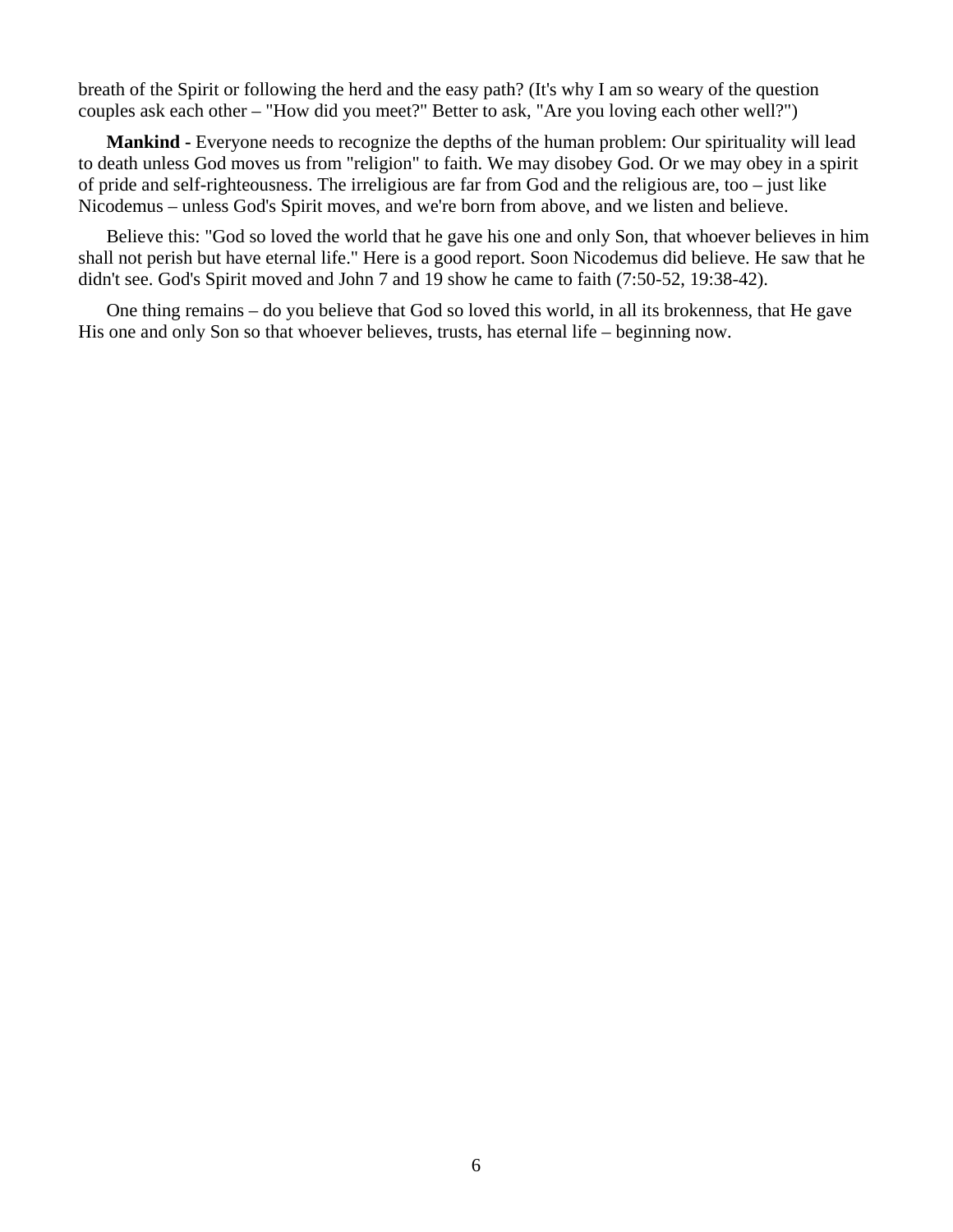breath of the Spirit or following the herd and the easy path? (It's why I am so weary of the question couples ask each other – "How did you meet?" Better to ask, "Are you loving each other well?")

**Mankind -** Everyone needs to recognize the depths of the human problem: Our spirituality will lead to death unless God moves us from "religion" to faith. We may disobey God. Or we may obey in a spirit of pride and self-righteousness. The irreligious are far from God and the religious are, too – just like Nicodemus – unless God's Spirit moves, and we're born from above, and we listen and believe.

Believe this: "God so loved the world that he gave his one and only Son, that whoever believes in him shall not perish but have eternal life." Here is a good report. Soon Nicodemus did believe. He saw that he didn't see. God's Spirit moved and John 7 and 19 show he came to faith (7:50-52, 19:38-42).

One thing remains – do you believe that God so loved this world, in all its brokenness, that He gave His one and only Son so that whoever believes, trusts, has eternal life – beginning now.